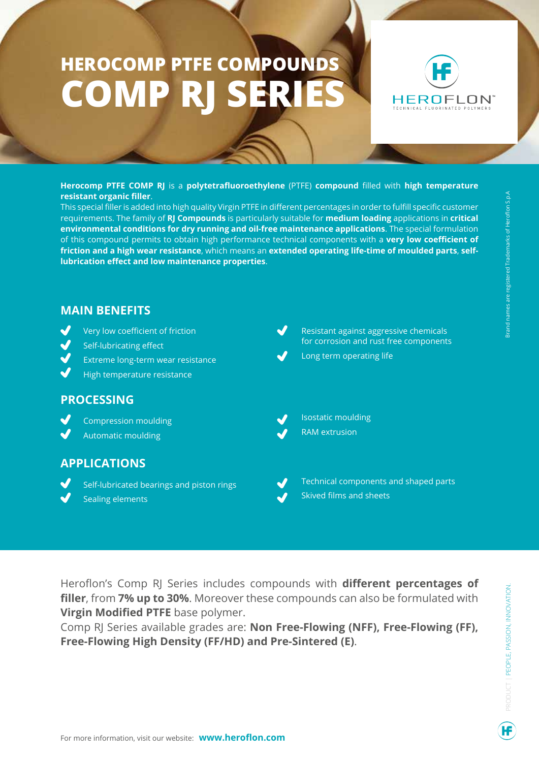# HEROCOMP PTFE COMPOUNDS
# COMP RJ SERIES

HEROFLON™
TECHNICAL FLUORINATED POLYMERS

**Herocomp PTFE COMP RJ** is a **polytetrafluoroethylene** (PTFE) **compound** filled with **high temperature resistant organic filler**.
This special filler is added into high quality Virgin PTFE in different percentages in order to fulfill specific customer requirements. The family of **RJ Compounds** is particularly suitable for **medium loading** applications in **critical environmental conditions for dry running and oil-free maintenance applications**. The special formulation of this compound permits to obtain high performance technical components with a **very low coefficient of friction and a high wear resistance**, which means an **extended operating life-time of moulded parts**, **self-lubrication effect and low maintenance properties**.

## MAIN BENEFITS

- Very low coefficient of friction
- Self-lubricating effect
- Extreme long-term wear resistance
- High temperature resistance
- Resistant against aggressive chemicals for corrosion and rust free components
- Long term operating life

## PROCESSING

- Compression moulding
- Automatic moulding
- Isostatic moulding
- RAM extrusion

## APPLICATIONS

- Self-lubricated bearings and piston rings
- Sealing elements
- Technical components and shaped parts
- Skived films and sheets

Heroflon's Comp RJ Series includes compounds with **different percentages of filler**, from **7% up to 30%**. Moreover these compounds can also be formulated with **Virgin Modified PTFE** base polymer.
Comp RJ Series available grades are: **Non Free-Flowing (NFF), Free-Flowing (FF), Free-Flowing High Density (FF/HD) and Pre-Sintered (E)**.

For more information, visit our website: **www.heroflon.com**

Brand names are registered Trademarks of Heroflon S.p.A

PRODUCT | PEOPLE, PASSION, INNOVATION.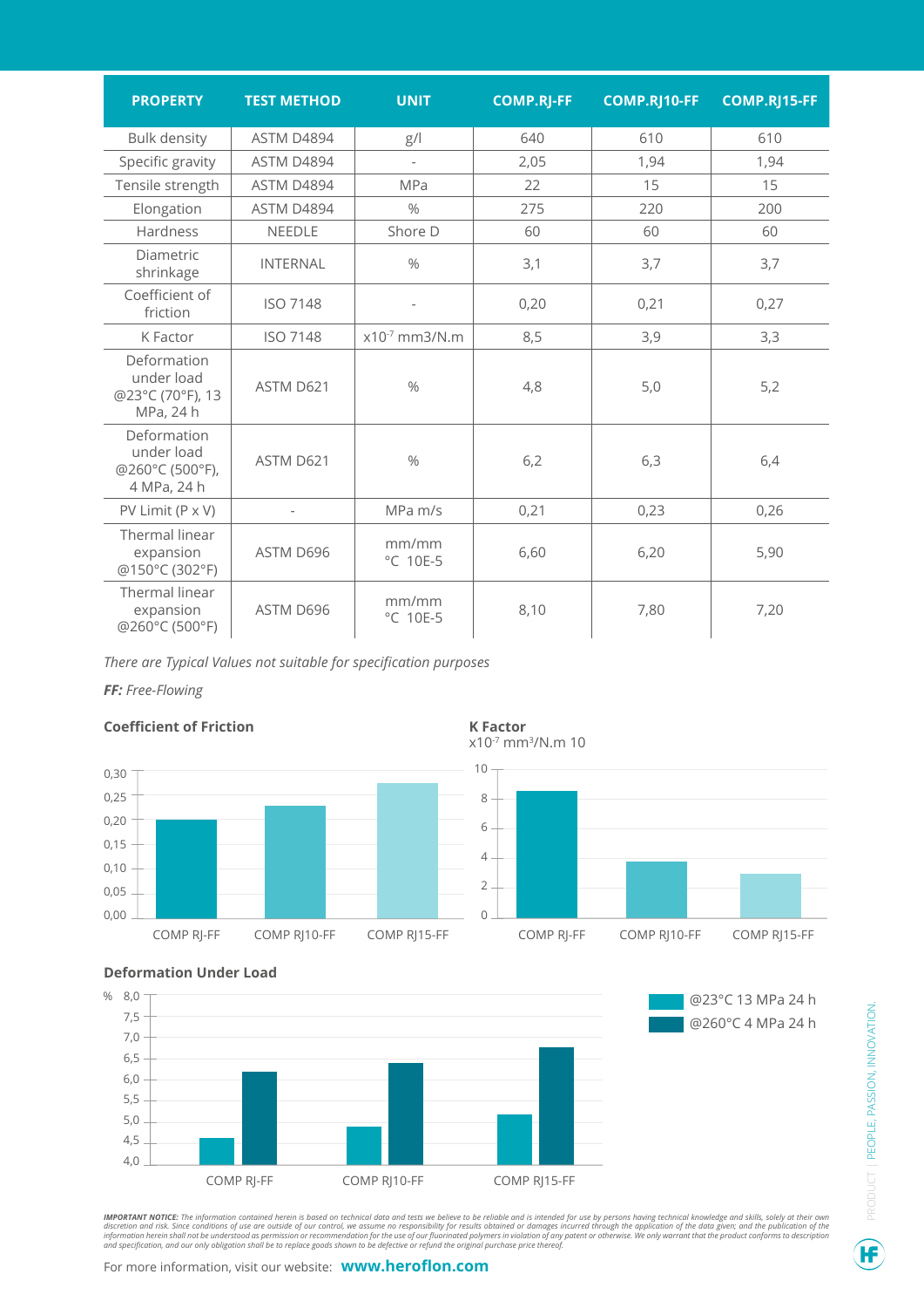| PROPERTY | TEST METHOD | UNIT | COMP.RJ-FF | COMP.RJ10-FF | COMP.RJ15-FF |
|---|---|---|---|---|---|
| Bulk density | ASTM D4894 | g/l | 640 | 610 | 610 |
| Specific gravity | ASTM D4894 | - | 2,05 | 1,94 | 1,94 |
| Tensile strength | ASTM D4894 | MPa | 22 | 15 | 15 |
| Elongation | ASTM D4894 | % | 275 | 220 | 200 |
| Hardness | NEEDLE | Shore D | 60 | 60 | 60 |
| Diametric shrinkage | INTERNAL | % | 3,1 | 3,7 | 3,7 |
| Coefficient of friction | ISO 7148 | - | 0,20 | 0,21 | 0,27 |
| K Factor | ISO 7148 | $x10^{-7}$ mm3/N.m | 8,5 | 3,9 | 3,3 |
| Deformation under load @23°C (70°F), 13 MPa, 24 h | ASTM D621 | % | 4,8 | 5,0 | 5,2 |
| Deformation under load @260°C (500°F), 4 MPa, 24 h | ASTM D621 | % | 6,2 | 6,3 | 6,4 |
| PV Limit (P x V) | - | MPa m/s | 0,21 | 0,23 | 0,26 |
| Thermal linear expansion @150°C (302°F) | ASTM D696 | mm/mm °C 10E-5 | 6,60 | 6,20 | 5,90 |
| Thermal linear expansion @260°C (500°F) | ASTM D696 | mm/mm °C 10E-5 | 8,10 | 7,80 | 7,20 |

*There are Typical Values not suitable for specification purposes*

***FF:*** *Free-Flowing*

**Coefficient of Friction**

0,30
0,25
0,20
0,15
0,10
0,05
0,00

COMP RJ-FF
COMP RJ10-FF
COMP RJ15-FF

**K Factor**

$x10^{-7}$ $mm^3$/N.m 10

10
8
6
4
2
0

COMP RJ-FF
COMP RJ10-FF
COMP RJ15-FF

**Deformation Under Load**

%
8,0
7,5
7,0
6,5
6,0
5,5
5,0
4,5
4,0

COMP RJ-FF
COMP RJ10-FF
COMP RJ15-FF

@23°C 13 MPa 24 h
@260°C 4 MPa 24 h

***IMPORTANT NOTICE:*** *The information contained herein is based on technical data and tests we believe to be reliable and is intended for use by persons having technical knowledge and skills, solely at their own discretion and risk. Since conditions of use are outside of our control, we assume no responsibility for results obtained or damages incurred through the application of the data given; and the publication of the information herein shall not be understood as permission or recommendation for the use of our fluorinated polymers in violation of any patent or otherwise. We only warrant that the product conforms to description and specification, and our only obligation shall be to replace goods shown to be defective or refund the purchase price thereof.*

For more information, visit our website: **www.heroflon.com**